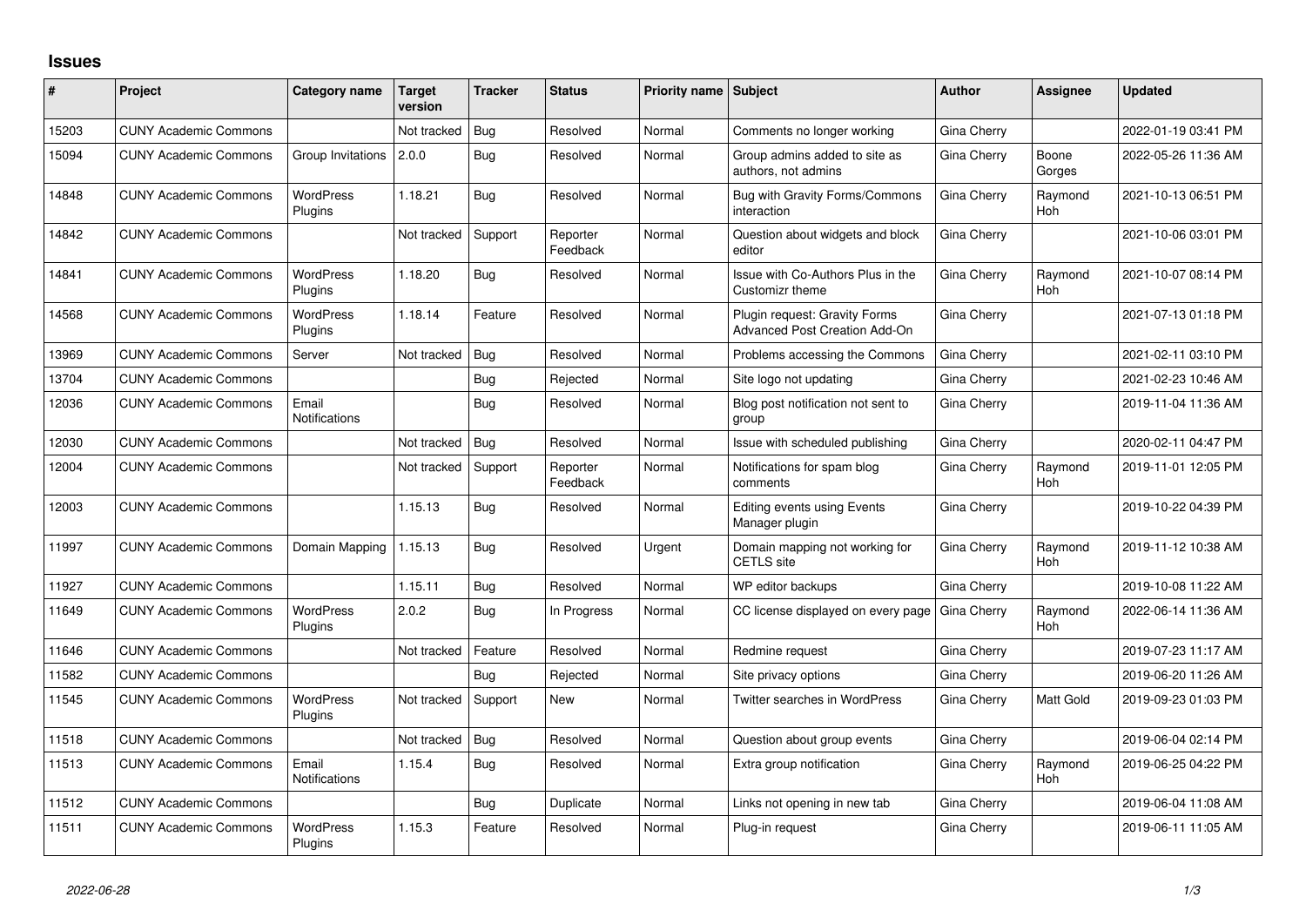# Issues

| # | Project | Category name | Target version | Tracker | Status | Priority name | Subject | Author | Assignee | Updated |
|---|---|---|---|---|---|---|---|---|---|---|
| 15203 | CUNY Academic Commons | | Not tracked | Bug | Resolved | Normal | Comments no longer working | Gina Cherry | | 2022-01-19 03:41 PM |
| 15094 | CUNY Academic Commons | Group Invitations | 2.0.0 | Bug | Resolved | Normal | Group admins added to site as authors, not admins | Gina Cherry | Boone Gorges | 2022-05-26 11:36 AM |
| 14848 | CUNY Academic Commons | WordPress Plugins | 1.18.21 | Bug | Resolved | Normal | Bug with Gravity Forms/Commons interaction | Gina Cherry | Raymond Hoh | 2021-10-13 06:51 PM |
| 14842 | CUNY Academic Commons | | Not tracked | Support | Reporter Feedback | Normal | Question about widgets and block editor | Gina Cherry | | 2021-10-06 03:01 PM |
| 14841 | CUNY Academic Commons | WordPress Plugins | 1.18.20 | Bug | Resolved | Normal | Issue with Co-Authors Plus in the Customizr theme | Gina Cherry | Raymond Hoh | 2021-10-07 08:14 PM |
| 14568 | CUNY Academic Commons | WordPress Plugins | 1.18.14 | Feature | Resolved | Normal | Plugin request: Gravity Forms Advanced Post Creation Add-On | Gina Cherry | | 2021-07-13 01:18 PM |
| 13969 | CUNY Academic Commons | Server | Not tracked | Bug | Resolved | Normal | Problems accessing the Commons | Gina Cherry | | 2021-02-11 03:10 PM |
| 13704 | CUNY Academic Commons | | | Bug | Rejected | Normal | Site logo not updating | Gina Cherry | | 2021-02-23 10:46 AM |
| 12036 | CUNY Academic Commons | Email Notifications | | Bug | Resolved | Normal | Blog post notification not sent to group | Gina Cherry | | 2019-11-04 11:36 AM |
| 12030 | CUNY Academic Commons | | Not tracked | Bug | Resolved | Normal | Issue with scheduled publishing | Gina Cherry | | 2020-02-11 04:47 PM |
| 12004 | CUNY Academic Commons | | Not tracked | Support | Reporter Feedback | Normal | Notifications for spam blog comments | Gina Cherry | Raymond Hoh | 2019-11-01 12:05 PM |
| 12003 | CUNY Academic Commons | | 1.15.13 | Bug | Resolved | Normal | Editing events using Events Manager plugin | Gina Cherry | | 2019-10-22 04:39 PM |
| 11997 | CUNY Academic Commons | Domain Mapping | 1.15.13 | Bug | Resolved | Urgent | Domain mapping not working for CETLS site | Gina Cherry | Raymond Hoh | 2019-11-12 10:38 AM |
| 11927 | CUNY Academic Commons | | 1.15.11 | Bug | Resolved | Normal | WP editor backups | Gina Cherry | | 2019-10-08 11:22 AM |
| 11649 | CUNY Academic Commons | WordPress Plugins | 2.0.2 | Bug | In Progress | Normal | CC license displayed on every page | Gina Cherry | Raymond Hoh | 2022-06-14 11:36 AM |
| 11646 | CUNY Academic Commons | | Not tracked | Feature | Resolved | Normal | Redmine request | Gina Cherry | | 2019-07-23 11:17 AM |
| 11582 | CUNY Academic Commons | | | Bug | Rejected | Normal | Site privacy options | Gina Cherry | | 2019-06-20 11:26 AM |
| 11545 | CUNY Academic Commons | WordPress Plugins | Not tracked | Support | New | Normal | Twitter searches in WordPress | Gina Cherry | Matt Gold | 2019-09-23 01:03 PM |
| 11518 | CUNY Academic Commons | | Not tracked | Bug | Resolved | Normal | Question about group events | Gina Cherry | | 2019-06-04 02:14 PM |
| 11513 | CUNY Academic Commons | Email Notifications | 1.15.4 | Bug | Resolved | Normal | Extra group notification | Gina Cherry | Raymond Hoh | 2019-06-25 04:22 PM |
| 11512 | CUNY Academic Commons | | | Bug | Duplicate | Normal | Links not opening in new tab | Gina Cherry | | 2019-06-04 11:08 AM |
| 11511 | CUNY Academic Commons | WordPress Plugins | 1.15.3 | Feature | Resolved | Normal | Plug-in request | Gina Cherry | | 2019-06-11 11:05 AM |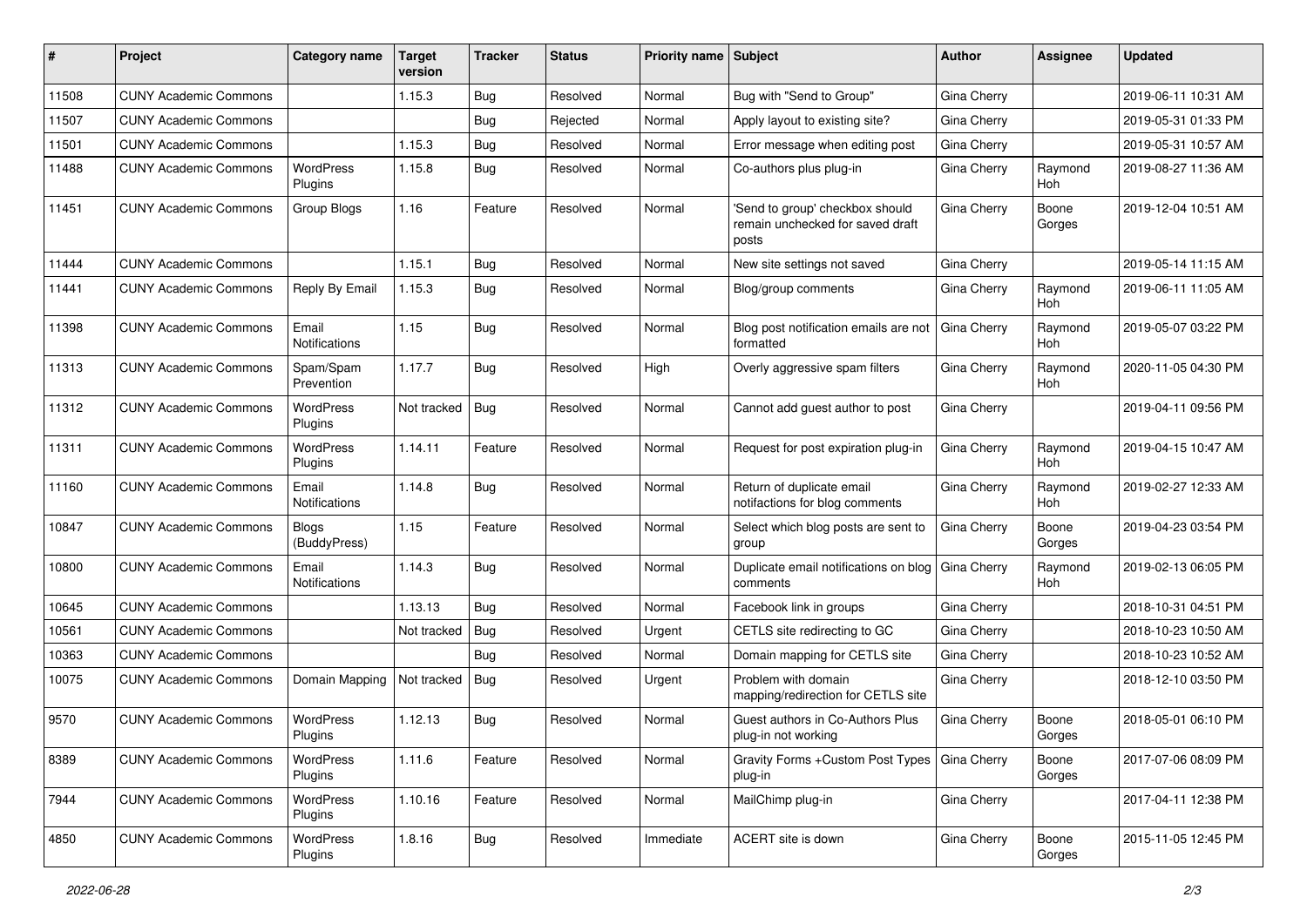| # | Project | Category name | Target version | Tracker | Status | Priority name | Subject | Author | Assignee | Updated |
|---|---|---|---|---|---|---|---|---|---|---|
| 11508 | CUNY Academic Commons | | 1.15.3 | Bug | Resolved | Normal | Bug with "Send to Group" | Gina Cherry | | 2019-06-11 10:31 AM |
| 11507 | CUNY Academic Commons | | | Bug | Rejected | Normal | Apply layout to existing site? | Gina Cherry | | 2019-05-31 01:33 PM |
| 11501 | CUNY Academic Commons | | 1.15.3 | Bug | Resolved | Normal | Error message when editing post | Gina Cherry | | 2019-05-31 10:57 AM |
| 11488 | CUNY Academic Commons | WordPress Plugins | 1.15.8 | Bug | Resolved | Normal | Co-authors plus plug-in | Gina Cherry | Raymond Hoh | 2019-08-27 11:36 AM |
| 11451 | CUNY Academic Commons | Group Blogs | 1.16 | Feature | Resolved | Normal | 'Send to group' checkbox should remain unchecked for saved draft posts | Gina Cherry | Boone Gorges | 2019-12-04 10:51 AM |
| 11444 | CUNY Academic Commons | | 1.15.1 | Bug | Resolved | Normal | New site settings not saved | Gina Cherry | | 2019-05-14 11:15 AM |
| 11441 | CUNY Academic Commons | Reply By Email | 1.15.3 | Bug | Resolved | Normal | Blog/group comments | Gina Cherry | Raymond Hoh | 2019-06-11 11:05 AM |
| 11398 | CUNY Academic Commons | Email Notifications | 1.15 | Bug | Resolved | Normal | Blog post notification emails are not formatted | Gina Cherry | Raymond Hoh | 2019-05-07 03:22 PM |
| 11313 | CUNY Academic Commons | Spam/Spam Prevention | 1.17.7 | Bug | Resolved | High | Overly aggressive spam filters | Gina Cherry | Raymond Hoh | 2020-11-05 04:30 PM |
| 11312 | CUNY Academic Commons | WordPress Plugins | Not tracked | Bug | Resolved | Normal | Cannot add guest author to post | Gina Cherry | | 2019-04-11 09:56 PM |
| 11311 | CUNY Academic Commons | WordPress Plugins | 1.14.11 | Feature | Resolved | Normal | Request for post expiration plug-in | Gina Cherry | Raymond Hoh | 2019-04-15 10:47 AM |
| 11160 | CUNY Academic Commons | Email Notifications | 1.14.8 | Bug | Resolved | Normal | Return of duplicate email notifactions for blog comments | Gina Cherry | Raymond Hoh | 2019-02-27 12:33 AM |
| 10847 | CUNY Academic Commons | Blogs (BuddyPress) | 1.15 | Feature | Resolved | Normal | Select which blog posts are sent to group | Gina Cherry | Boone Gorges | 2019-04-23 03:54 PM |
| 10800 | CUNY Academic Commons | Email Notifications | 1.14.3 | Bug | Resolved | Normal | Duplicate email notifications on blog comments | Gina Cherry | Raymond Hoh | 2019-02-13 06:05 PM |
| 10645 | CUNY Academic Commons | | 1.13.13 | Bug | Resolved | Normal | Facebook link in groups | Gina Cherry | | 2018-10-31 04:51 PM |
| 10561 | CUNY Academic Commons | | Not tracked | Bug | Resolved | Urgent | CETLS site redirecting to GC | Gina Cherry | | 2018-10-23 10:50 AM |
| 10363 | CUNY Academic Commons | | | Bug | Resolved | Normal | Domain mapping for CETLS site | Gina Cherry | | 2018-10-23 10:52 AM |
| 10075 | CUNY Academic Commons | Domain Mapping | Not tracked | Bug | Resolved | Urgent | Problem with domain mapping/redirection for CETLS site | Gina Cherry | | 2018-12-10 03:50 PM |
| 9570 | CUNY Academic Commons | WordPress Plugins | 1.12.13 | Bug | Resolved | Normal | Guest authors in Co-Authors Plus plug-in not working | Gina Cherry | Boone Gorges | 2018-05-01 06:10 PM |
| 8389 | CUNY Academic Commons | WordPress Plugins | 1.11.6 | Feature | Resolved | Normal | Gravity Forms +Custom Post Types plug-in | Gina Cherry | Boone Gorges | 2017-07-06 08:09 PM |
| 7944 | CUNY Academic Commons | WordPress Plugins | 1.10.16 | Feature | Resolved | Normal | MailChimp plug-in | Gina Cherry | | 2017-04-11 12:38 PM |
| 4850 | CUNY Academic Commons | WordPress Plugins | 1.8.16 | Bug | Resolved | Immediate | ACERT site is down | Gina Cherry | Boone Gorges | 2015-11-05 12:45 PM |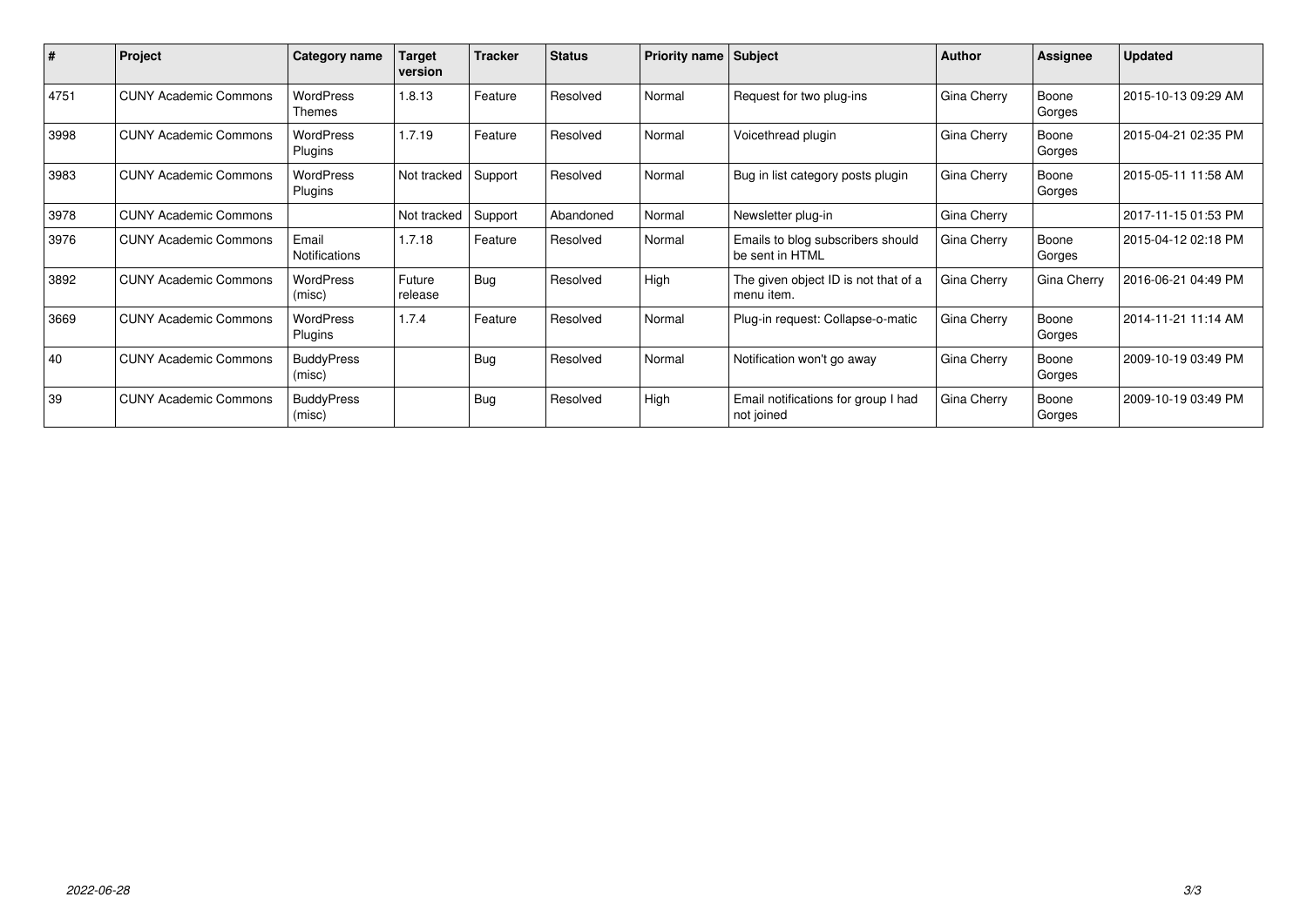| # | Project | Category name | Target version | Tracker | Status | Priority name | Subject | Author | Assignee | Updated |
|---|---|---|---|---|---|---|---|---|---|---|
| 4751 | CUNY Academic Commons | WordPress Themes | 1.8.13 | Feature | Resolved | Normal | Request for two plug-ins | Gina Cherry | Boone Gorges | 2015-10-13 09:29 AM |
| 3998 | CUNY Academic Commons | WordPress Plugins | 1.7.19 | Feature | Resolved | Normal | Voicethread plugin | Gina Cherry | Boone Gorges | 2015-04-21 02:35 PM |
| 3983 | CUNY Academic Commons | WordPress Plugins | Not tracked | Support | Resolved | Normal | Bug in list category posts plugin | Gina Cherry | Boone Gorges | 2015-05-11 11:58 AM |
| 3978 | CUNY Academic Commons | | Not tracked | Support | Abandoned | Normal | Newsletter plug-in | Gina Cherry | | 2017-11-15 01:53 PM |
| 3976 | CUNY Academic Commons | Email Notifications | 1.7.18 | Feature | Resolved | Normal | Emails to blog subscribers should be sent in HTML | Gina Cherry | Boone Gorges | 2015-04-12 02:18 PM |
| 3892 | CUNY Academic Commons | WordPress (misc) | Future release | Bug | Resolved | High | The given object ID is not that of a menu item. | Gina Cherry | Gina Cherry | 2016-06-21 04:49 PM |
| 3669 | CUNY Academic Commons | WordPress Plugins | 1.7.4 | Feature | Resolved | Normal | Plug-in request: Collapse-o-matic | Gina Cherry | Boone Gorges | 2014-11-21 11:14 AM |
| 40 | CUNY Academic Commons | BuddyPress (misc) | | Bug | Resolved | Normal | Notification won't go away | Gina Cherry | Boone Gorges | 2009-10-19 03:49 PM |
| 39 | CUNY Academic Commons | BuddyPress (misc) | | Bug | Resolved | High | Email notifications for group I had not joined | Gina Cherry | Boone Gorges | 2009-10-19 03:49 PM |

*2022-06-28*